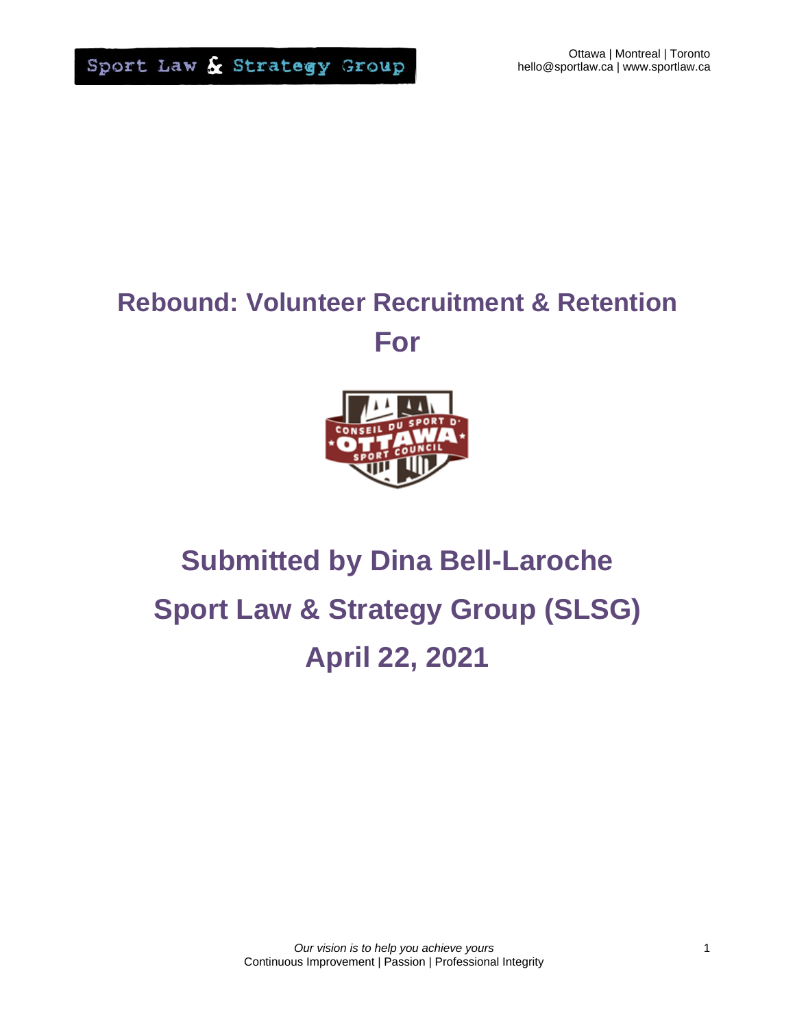# Rebound: Volunteer Recruitment & Retention For

## Submitted by Dina Bell-Laroche

## Sport Law & Strategy Group (SLSG)

## April 22, 2021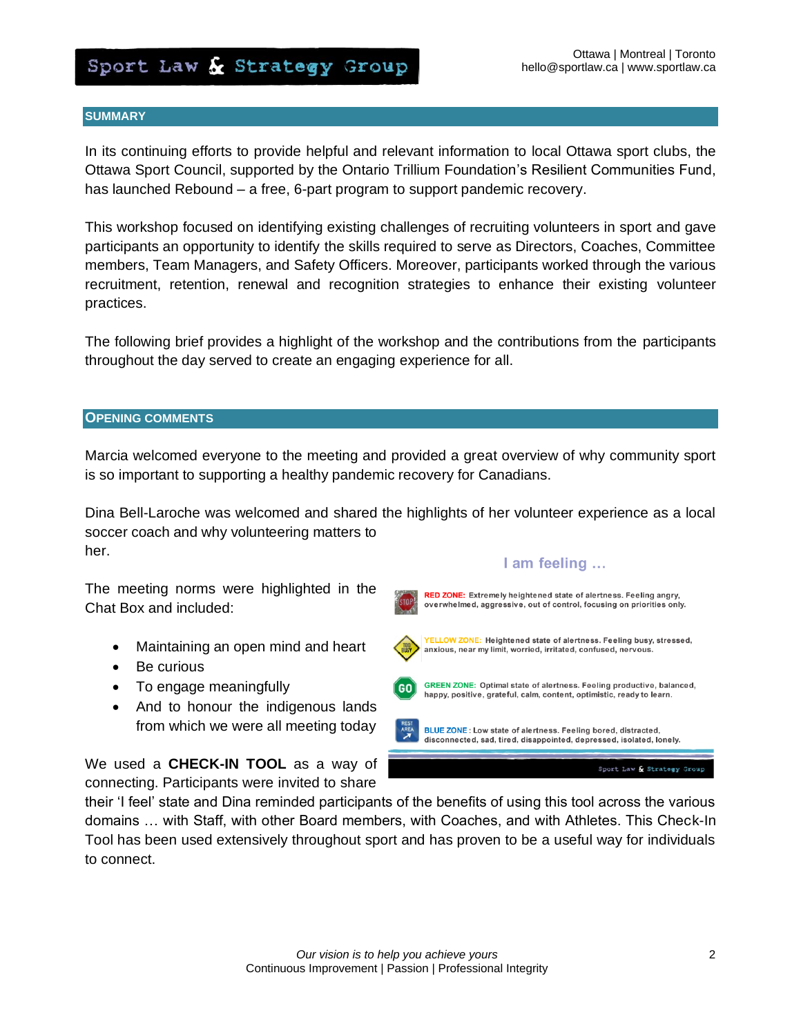## SUMMARY

In its continuing efforts to provide helpful and relevant information to local Ottawa sport clubs, the Ottawa Sport Council, supported by the Ontario Trillium Foundation's Resilient Communities Fund, has launched Rebound – a free, 6-part program to support pandemic recovery.

This workshop focused on identifying existing challenges of recruiting volunteers in sport and gave participants an opportunity to identify the skills required to serve as Directors, Coaches, Committee members, Team Managers, and Safety Officers. Moreover, participants worked through the various recruitment, retention, renewal and recognition strategies to enhance their existing volunteer practices.

The following brief provides a highlight of the workshop and the contributions from the participants throughout the day served to create an engaging experience for all.

## OPENING COMMENTS

Marcia welcomed everyone to the meeting and provided a great overview of why community sport is so important to supporting a healthy pandemic recovery for Canadians.

Dina Bell-Laroche was welcomed and shared the highlights of her volunteer experience as a local soccer coach and why volunteering matters to her.

The meeting norms were highlighted in the Chat Box and included:

- Maintaining an open mind and heart
- Be curious
- To engage meaningfully
- And to honour the indigenous lands from which we were all meeting today

**I am feeling …**

**RED ZONE:** Extremely heightened state of alertness. Feeling angry, overwhelmed, aggressive, out of control, focusing on priorities only.

**YELLOW ZONE:** Heightened state of alertness. Feeling busy, stressed, anxious, near my limit, worried, irritated, confused, nervous.

**GREEN ZONE:** Optimal state of alertness. Feeling productive, balanced, happy, positive, grateful, calm, content, optimistic, ready to learn.

**BLUE ZONE:** Low state of alertness. Feeling bored, distracted, disconnected, sad, tired, disappointed, depressed, isolated, lonely.

We used a **CHECK-IN TOOL** as a way of connecting. Participants were invited to share their 'I feel' state and Dina reminded participants of the benefits of using this tool across the various domains … with Staff, with other Board members, with Coaches, and with Athletes. This Check-In Tool has been used extensively throughout sport and has proven to be a useful way for individuals to connect.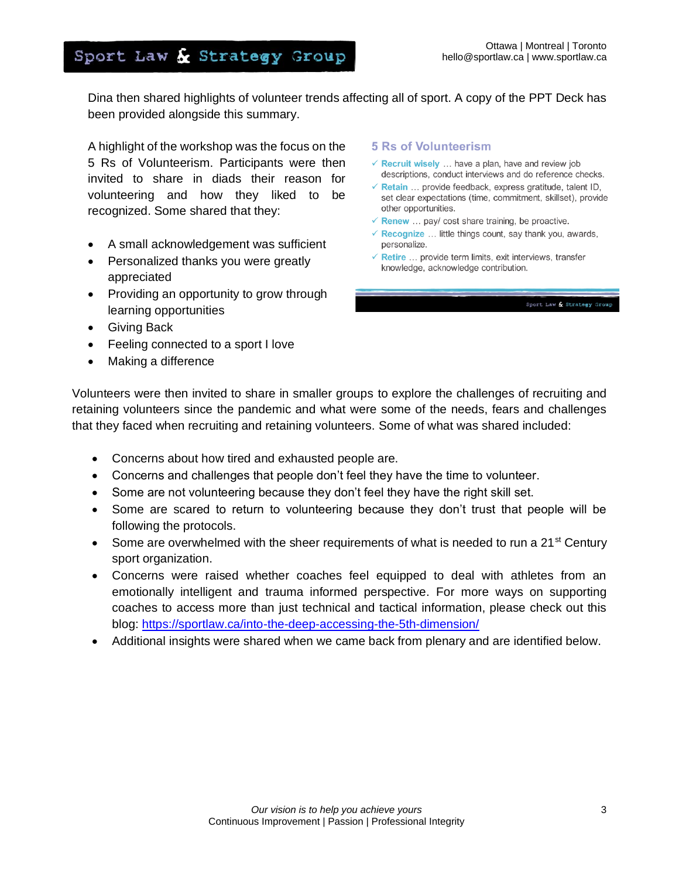Dina then shared highlights of volunteer trends affecting all of sport. A copy of the PPT Deck has been provided alongside this summary.

A highlight of the workshop was the focus on the 5 Rs of Volunteerism. Participants were then invited to share in diads their reason for volunteering and how they liked to be recognized. Some shared that they:

- A small acknowledgement was sufficient
- Personalized thanks you were greatly appreciated
- Providing an opportunity to grow through learning opportunities
- Giving Back
- Feeling connected to a sport I love
- Making a difference

**5 Rs of Volunteerism**

- ✓ **Recruit wisely** … have a plan, have and review job descriptions, conduct interviews and do reference checks.
- ✓ **Retain** … provide feedback, express gratitude, talent ID, set clear expectations (time, commitment, skillset), provide other opportunities.
- ✓ **Renew** … pay/ cost share training, be proactive.
- ✓ **Recognize** … little things count, say thank you, awards, personalize.
- ✓ **Retire** … provide term limits, exit interviews, transfer knowledge, acknowledge contribution.

Volunteers were then invited to share in smaller groups to explore the challenges of recruiting and retaining volunteers since the pandemic and what were some of the needs, fears and challenges that they faced when recruiting and retaining volunteers. Some of what was shared included:

- Concerns about how tired and exhausted people are.
- Concerns and challenges that people don't feel they have the time to volunteer.
- Some are not volunteering because they don't feel they have the right skill set.
- Some are scared to return to volunteering because they don't trust that people will be following the protocols.
- Some are overwhelmed with the sheer requirements of what is needed to run a 21st Century sport organization.
- Concerns were raised whether coaches feel equipped to deal with athletes from an emotionally intelligent and trauma informed perspective. For more ways on supporting coaches to access more than just technical and tactical information, please check out this blog: https://sportlaw.ca/into-the-deep-accessing-the-5th-dimension/
- Additional insights were shared when we came back from plenary and are identified below.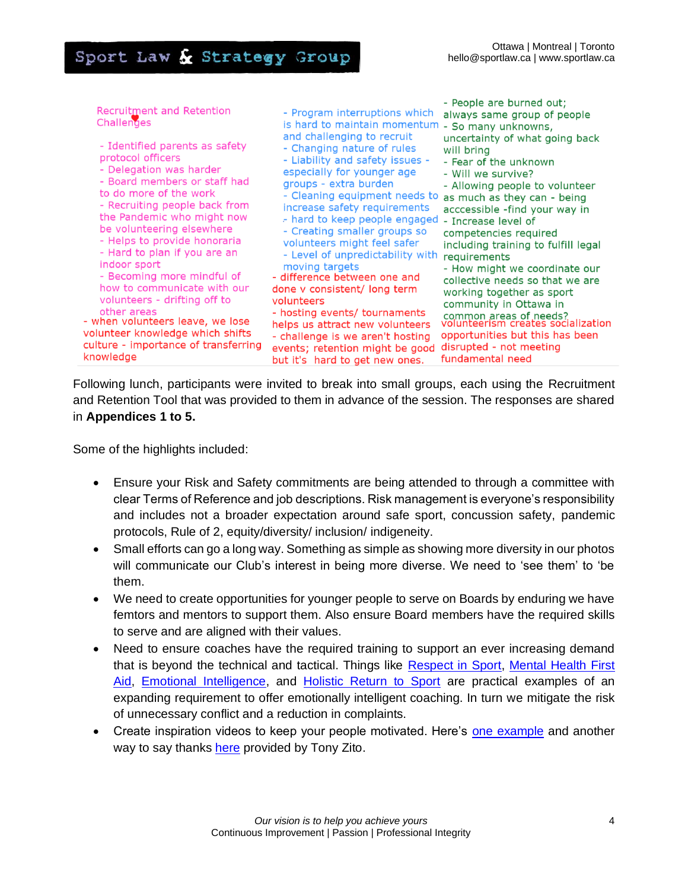Recruitment and Retention Challenges

- Identified parents as safety protocol officers
- Delegation was harder
- Board members or staff had to do more of the work
- Recruiting people back from the Pandemic who might now be volunteering elsewhere
- Helps to provide honoraria
- Hard to plan if you are an indoor sport
- Becoming more mindful of how to communicate with our volunteers - drifting off to other areas
- when volunteers leave, we lose volunteer knowledge which shifts culture - importance of transferring knowledge

- Program interruptions which is hard to maintain momentum and challenging to recruit
- Changing nature of rules
- Liability and safety issues - especially for younger age groups - extra burden
- Cleaning equipment needs to increase safety requirements
- hard to keep people engaged
- Creating smaller groups so volunteers might feel safer
- Level of unpredictability with moving targets
- difference between one and done v consistent/ long term volunteers
- hosting events/ tournaments helps us attract new volunteers
- challenge is we aren't hosting events; retention might be good but it's hard to get new ones.

- People are burned out; always same group of people
- So many unknowns, uncertainty of what going back will bring
- Fear of the unknown
- Will we survive?
- Allowing people to volunteer as much as they can - being acccessible -find your way in
- Increase level of competencies required including training to fulfill legal requirements
- How might we coordinate our collective needs so that we are working together as sport community in Ottawa in common areas of needs?
- volunteerism creates socialization opportunities but this has been disrupted - not meeting fundamental need

Following lunch, participants were invited to break into small groups, each using the Recruitment and Retention Tool that was provided to them in advance of the session. The responses are shared in **Appendices 1 to 5.**

Some of the highlights included:

- Ensure your Risk and Safety commitments are being attended to through a committee with clear Terms of Reference and job descriptions. Risk management is everyone's responsibility and includes not a broader expectation around safe sport, concussion safety, pandemic protocols, Rule of 2, equity/diversity/ inclusion/ indigeneity.
- Small efforts can go a long way. Something as simple as showing more diversity in our photos will communicate our Club's interest in being more diverse. We need to 'see them' to 'be them.
- We need to create opportunities for younger people to serve on Boards by enduring we have femtors and mentors to support them. Also ensure Board members have the required skills to serve and are aligned with their values.
- Need to ensure coaches have the required training to support an ever increasing demand that is beyond the technical and tactical. Things like Respect in Sport, Mental Health First Aid, Emotional Intelligence, and Holistic Return to Sport are practical examples of an expanding requirement to offer emotionally intelligent coaching. In turn we mitigate the risk of unnecessary conflict and a reduction in complaints.
- Create inspiration videos to keep your people motivated. Here's one example and another way to say thanks here provided by Tony Zito.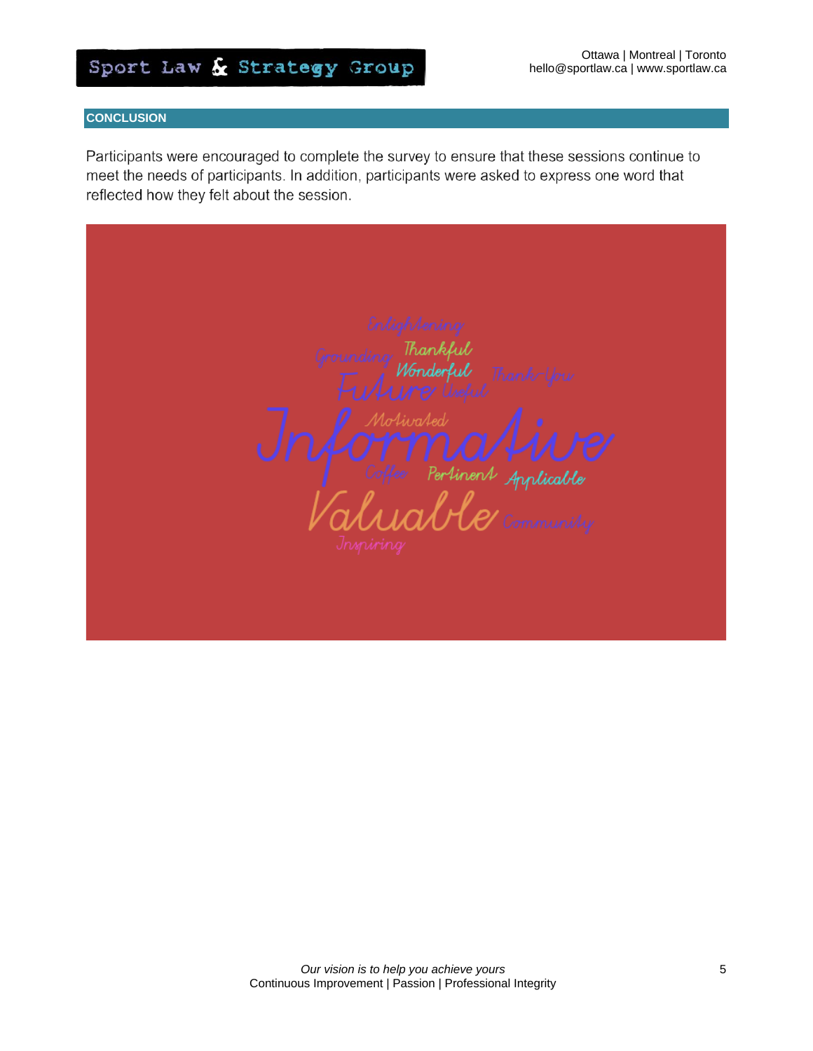## CONCLUSION

Participants were encouraged to complete the survey to ensure that these sessions continue to meet the needs of participants. In addition, participants were asked to express one word that reflected how they felt about the session.

Enlightening
Grounding
Thankful
Wonderful
Thank-You
Future
Useful
Motivated
Informative
Coffee
Pertinent
Applicable
Valuable
Community
Inspiring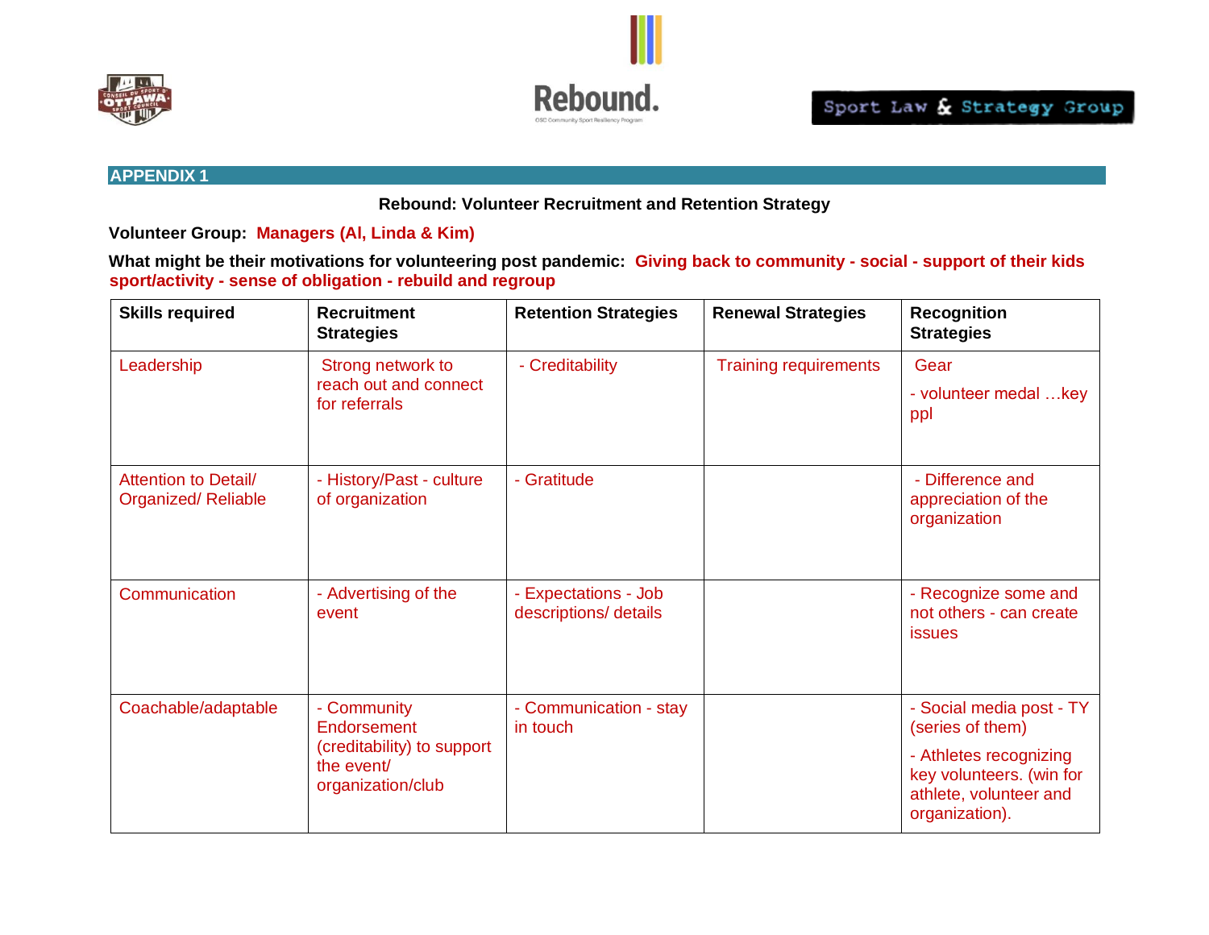## APPENDIX 1

**Rebound: Volunteer Recruitment and Retention Strategy**

**Volunteer Group:** **Managers (Al, Linda & Kim)**

**What might be their motivations for volunteering post pandemic:** **Giving back to community - social - support of their kids sport/activity - sense of obligation - rebuild and regroup**

| Skills required | Recruitment Strategies | Retention Strategies | Renewal Strategies | Recognition Strategies |
|---|---|---|---|---|
| Leadership | Strong network to reach out and connect for referrals | - Creditability | Training requirements | Gear<br>- volunteer medal …key ppl |
| Attention to Detail/ Organized/ Reliable | - History/Past - culture of organization | - Gratitude | | - Difference and appreciation of the organization |
| Communication | - Advertising of the event | - Expectations - Job descriptions/ details | | - Recognize some and not others - can create issues |
| Coachable/adaptable | - Community Endorsement (creditability) to support the event/ organization/club | - Communication - stay in touch | | - Social media post - TY (series of them)<br>- Athletes recognizing key volunteers. (win for athlete, volunteer and organization). |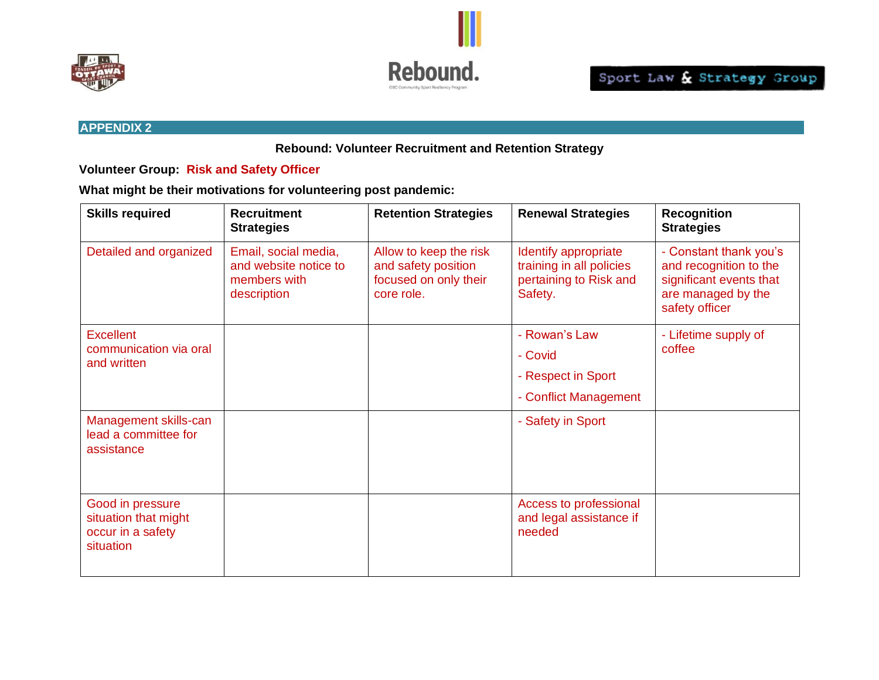## APPENDIX 2

**Rebound: Volunteer Recruitment and Retention Strategy**

**Volunteer Group: Risk and Safety Officer**

**What might be their motivations for volunteering post pandemic:**

| Skills required | Recruitment Strategies | Retention Strategies | Renewal Strategies | Recognition Strategies |
|---|---|---|---|---|
| Detailed and organized | Email, social media, and website notice to members with description | Allow to keep the risk and safety position focused on only their core role. | Identify appropriate training in all policies pertaining to Risk and Safety. | - Constant thank you's and recognition to the significant events that are managed by the safety officer |
| Excellent communication via oral and written | | | - Rowan's Law<br>- Covid<br>- Respect in Sport<br>- Conflict Management | - Lifetime supply of coffee |
| Management skills-can lead a committee for assistance | | | - Safety in Sport | |
| Good in pressure situation that might occur in a safety situation | | | Access to professional and legal assistance if needed | |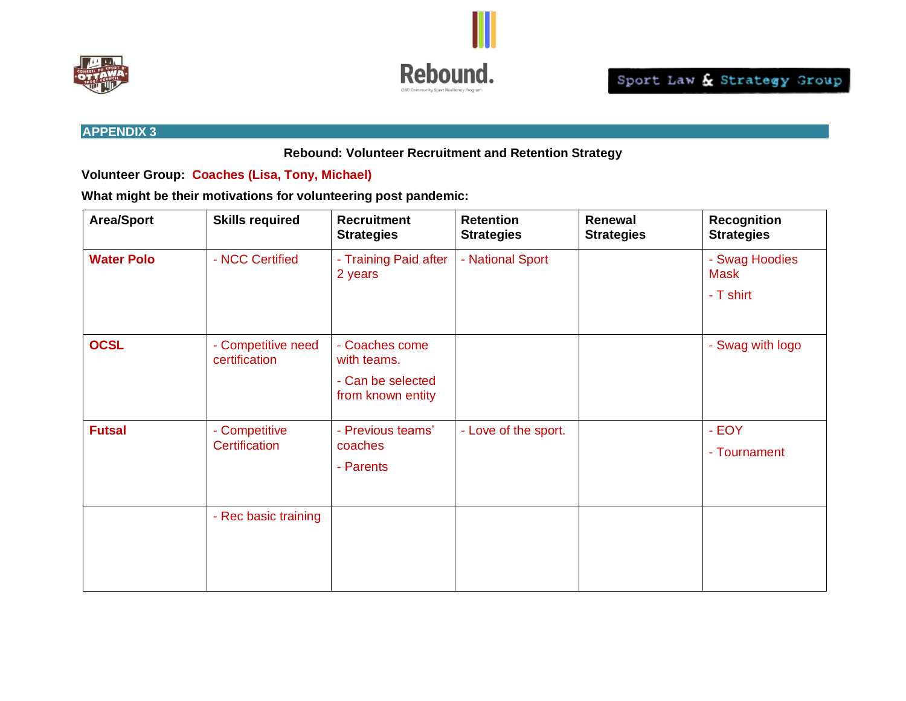## APPENDIX 3

**Rebound: Volunteer Recruitment and Retention Strategy**

**Volunteer Group: Coaches (Lisa, Tony, Michael)**

**What might be their motivations for volunteering post pandemic:**

| Area/Sport | Skills required | Recruitment Strategies | Retention Strategies | Renewal Strategies | Recognition Strategies |
|---|---|---|---|---|---|
| **Water Polo** | - NCC Certified | - Training Paid after 2 years | - National Sport | | - Swag Hoodies Mask<br>- T shirt |
| **OCSL** | - Competitive need certification | - Coaches come with teams.<br>- Can be selected from known entity | | | - Swag with logo |
| **Futsal** | - Competitive Certification | - Previous teams' coaches<br>- Parents | - Love of the sport. | | - EOY<br>- Tournament |
| | - Rec basic training | | | | |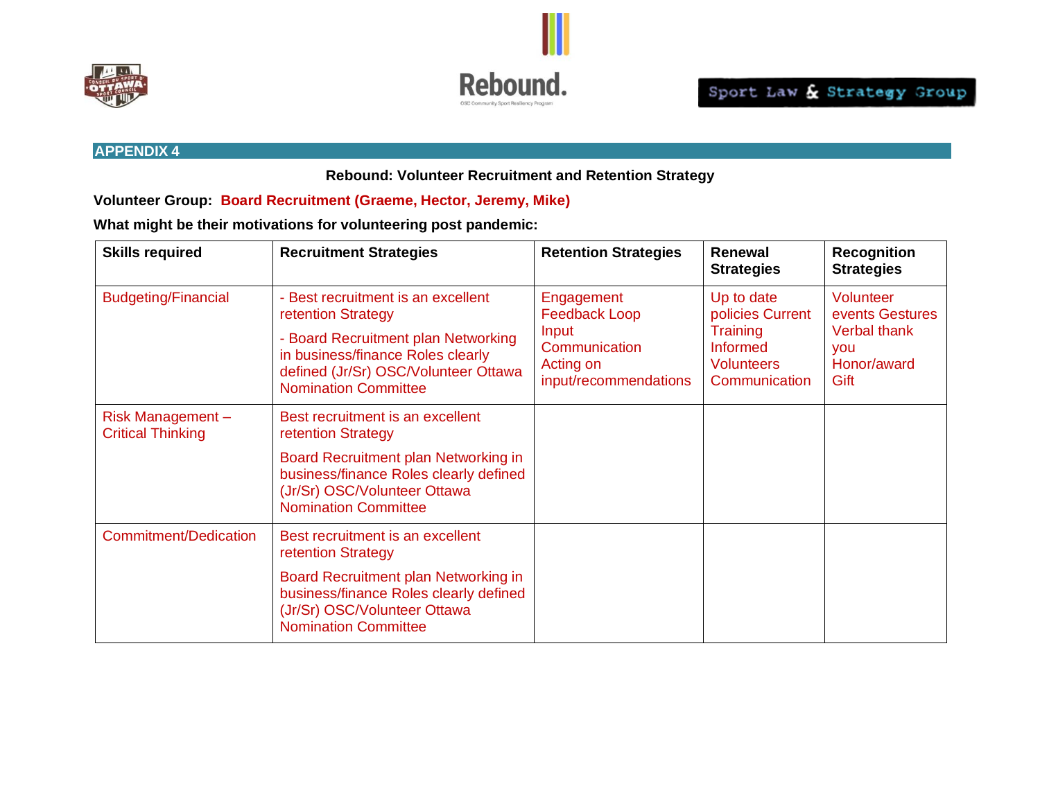## APPENDIX 4

**Rebound: Volunteer Recruitment and Retention Strategy**

**Volunteer Group: Board Recruitment (Graeme, Hector, Jeremy, Mike)**

**What might be their motivations for volunteering post pandemic:**

| Skills required | Recruitment Strategies | Retention Strategies | Renewal Strategies | Recognition Strategies |
|---|---|---|---|---|
| Budgeting/Financial | - Best recruitment is an excellent retention Strategy<br>- Board Recruitment plan Networking in business/finance Roles clearly defined (Jr/Sr) OSC/Volunteer Ottawa Nomination Committee | Engagement Feedback Loop Input Communication Acting on input/recommendations | Up to date policies Current Training Informed Volunteers Communication | Volunteer events Gestures Verbal thank you Honor/award Gift |
| Risk Management – Critical Thinking | Best recruitment is an excellent retention Strategy<br>Board Recruitment plan Networking in business/finance Roles clearly defined (Jr/Sr) OSC/Volunteer Ottawa Nomination Committee | | | |
| Commitment/Dedication | Best recruitment is an excellent retention Strategy<br>Board Recruitment plan Networking in business/finance Roles clearly defined (Jr/Sr) OSC/Volunteer Ottawa Nomination Committee | | | |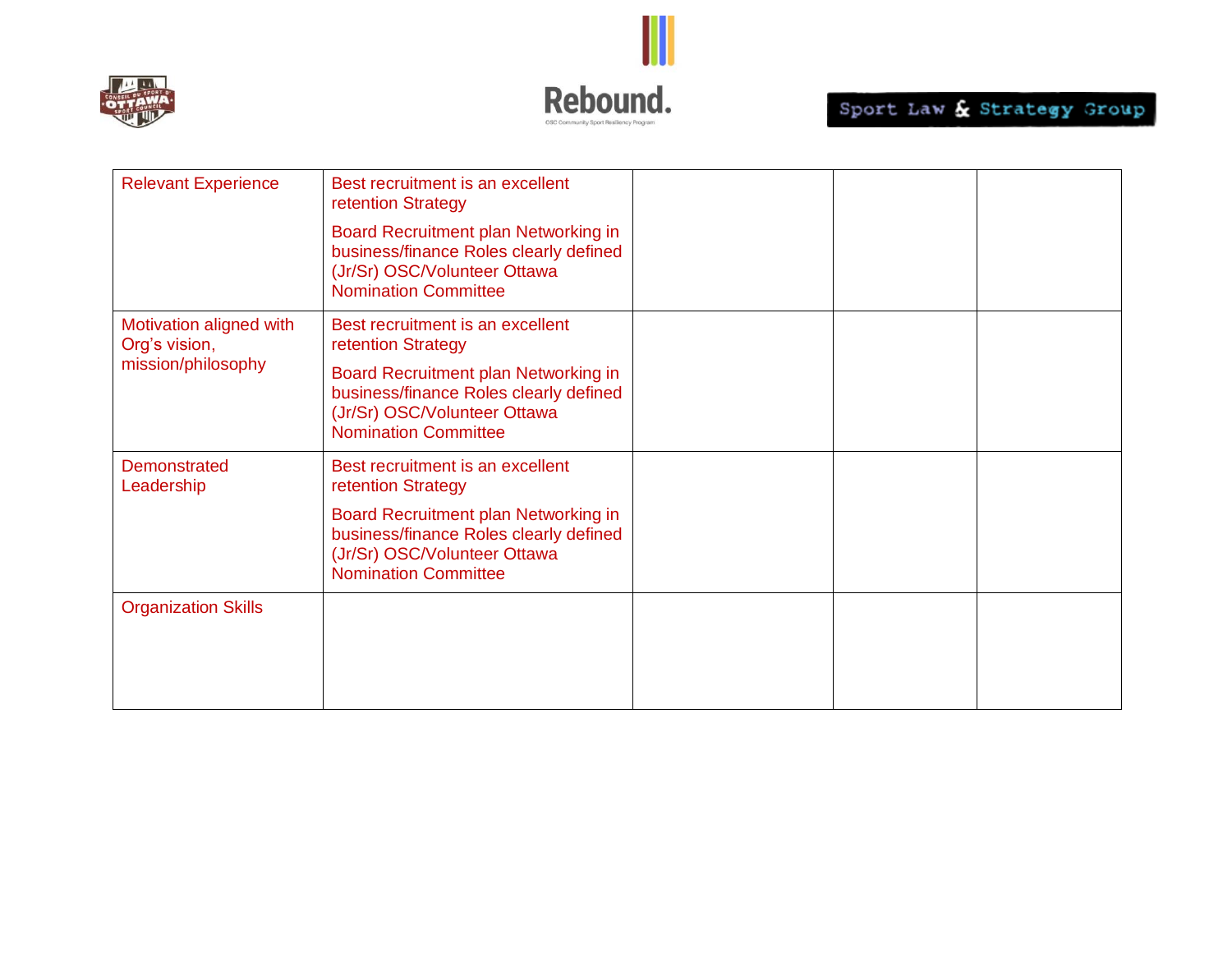| | | | | |
|---|---|---|---|---|
| Relevant Experience | Best recruitment is an excellent retention Strategy<br><br>Board Recruitment plan Networking in business/finance Roles clearly defined (Jr/Sr) OSC/Volunteer Ottawa Nomination Committee | | | |
| Motivation aligned with Org's vision, mission/philosophy | Best recruitment is an excellent retention Strategy<br><br>Board Recruitment plan Networking in business/finance Roles clearly defined (Jr/Sr) OSC/Volunteer Ottawa Nomination Committee | | | |
| Demonstrated Leadership | Best recruitment is an excellent retention Strategy<br><br>Board Recruitment plan Networking in business/finance Roles clearly defined (Jr/Sr) OSC/Volunteer Ottawa Nomination Committee | | | |
| Organization Skills | | | | |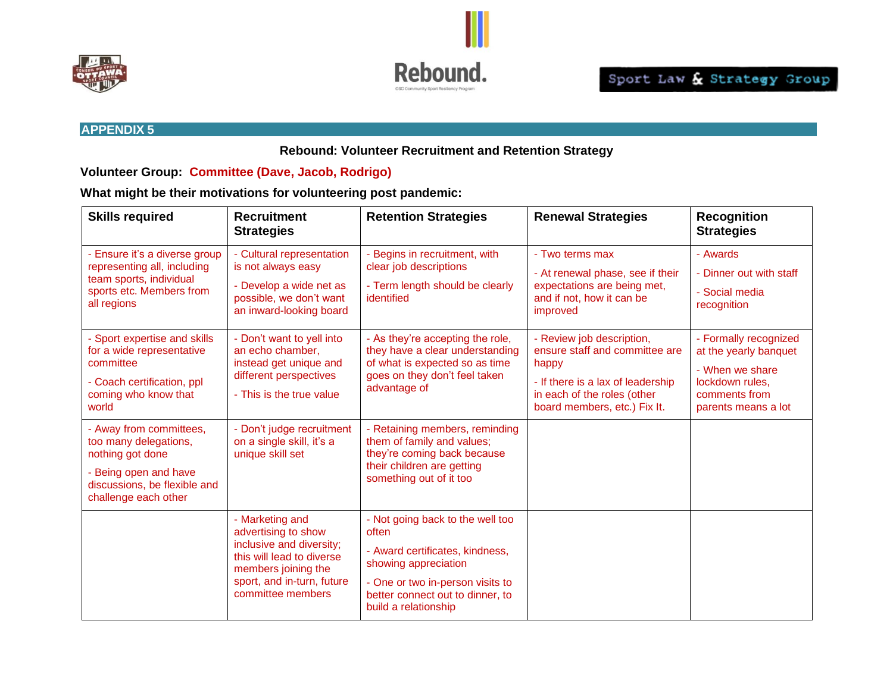## APPENDIX 5

**Rebound: Volunteer Recruitment and Retention Strategy**

**Volunteer Group: Committee (Dave, Jacob, Rodrigo)**

**What might be their motivations for volunteering post pandemic:**

| Skills required | Recruitment Strategies | Retention Strategies | Renewal Strategies | Recognition Strategies |
|---|---|---|---|---|
| - Ensure it's a diverse group representing all, including team sports, individual sports etc. Members from all regions | - Cultural representation is not always easy<br>- Develop a wide net as possible, we don't want an inward-looking board | - Begins in recruitment, with clear job descriptions<br>- Term length should be clearly identified | - Two terms max<br>- At renewal phase, see if their expectations are being met, and if not, how it can be improved | - Awards<br>- Dinner out with staff<br>- Social media recognition |
| - Sport expertise and skills for a wide representative committee<br>- Coach certification, ppl coming who know that world | - Don't want to yell into an echo chamber, instead get unique and different perspectives<br>- This is the true value | - As they're accepting the role, they have a clear understanding of what is expected so as time goes on they don't feel taken advantage of | - Review job description, ensure staff and committee are happy<br>- If there is a lax of leadership in each of the roles (other board members, etc.) Fix It. | - Formally recognized at the yearly banquet<br>- When we share lockdown rules, comments from parents means a lot |
| - Away from committees, too many delegations, nothing got done<br>- Being open and have discussions, be flexible and challenge each other | - Don't judge recruitment on a single skill, it's a unique skill set | - Retaining members, reminding them of family and values; they're coming back because their children are getting something out of it too | | |
| | - Marketing and advertising to show inclusive and diversity; this will lead to diverse members joining the sport, and in-turn, future committee members | - Not going back to the well too often<br>- Award certificates, kindness, showing appreciation<br>- One or two in-person visits to better connect out to dinner, to build a relationship | | |